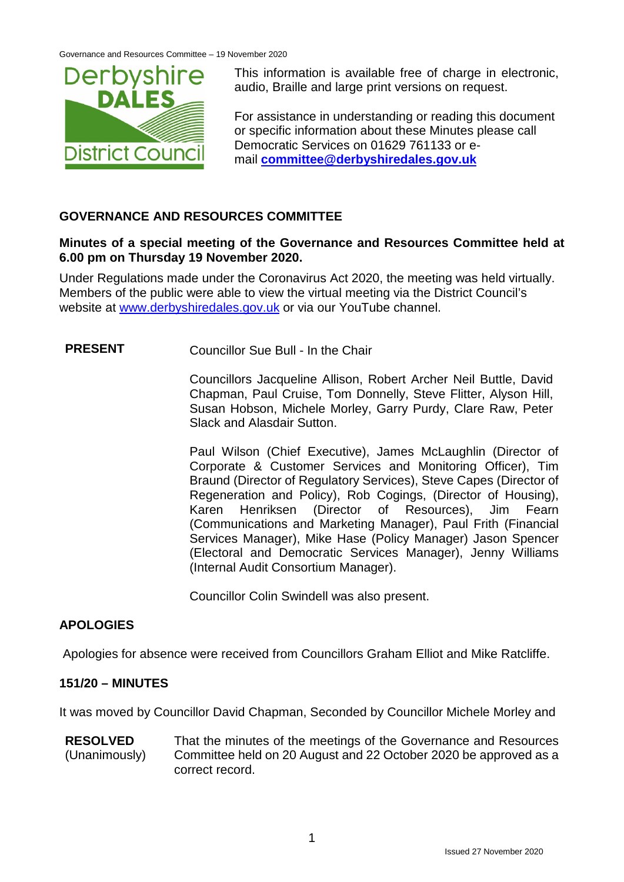This information is available free of charge in electronic, audio, Braille and large print versions on request.

For assistance in understanding or reading this document or specific information about these Minutes please call Democratic Services on 01629 761133 or e-mail **committee@derbyshiredales.gov.uk**

## GOVERNANCE AND RESOURCES COMMITTEE

**Minutes of a special meeting of the Governance and Resources Committee held at 6.00 pm on Thursday 19 November 2020.**

Under Regulations made under the Coronavirus Act 2020, the meeting was held virtually. Members of the public were able to view the virtual meeting via the District Council's website at www.derbyshiredales.gov.uk or via our YouTube channel.

**PRESENT** Councillor Sue Bull - In the Chair

Councillors Jacqueline Allison, Robert Archer Neil Buttle, David Chapman, Paul Cruise, Tom Donnelly, Steve Flitter, Alyson Hill, Susan Hobson, Michele Morley, Garry Purdy, Clare Raw, Peter Slack and Alasdair Sutton.

Paul Wilson (Chief Executive), James McLaughlin (Director of Corporate & Customer Services and Monitoring Officer), Tim Braund (Director of Regulatory Services), Steve Capes (Director of Regeneration and Policy), Rob Cogings, (Director of Housing), Karen Henriksen (Director of Resources), Jim Fearn (Communications and Marketing Manager), Paul Frith (Financial Services Manager), Mike Hase (Policy Manager) Jason Spencer (Electoral and Democratic Services Manager), Jenny Williams (Internal Audit Consortium Manager).

Councillor Colin Swindell was also present.

## APOLOGIES

Apologies for absence were received from Councillors Graham Elliot and Mike Ratcliffe.

## 151/20 – MINUTES

It was moved by Councillor David Chapman, Seconded by Councillor Michele Morley and

**RESOLVED** (Unanimously) That the minutes of the meetings of the Governance and Resources Committee held on 20 August and 22 October 2020 be approved as a correct record.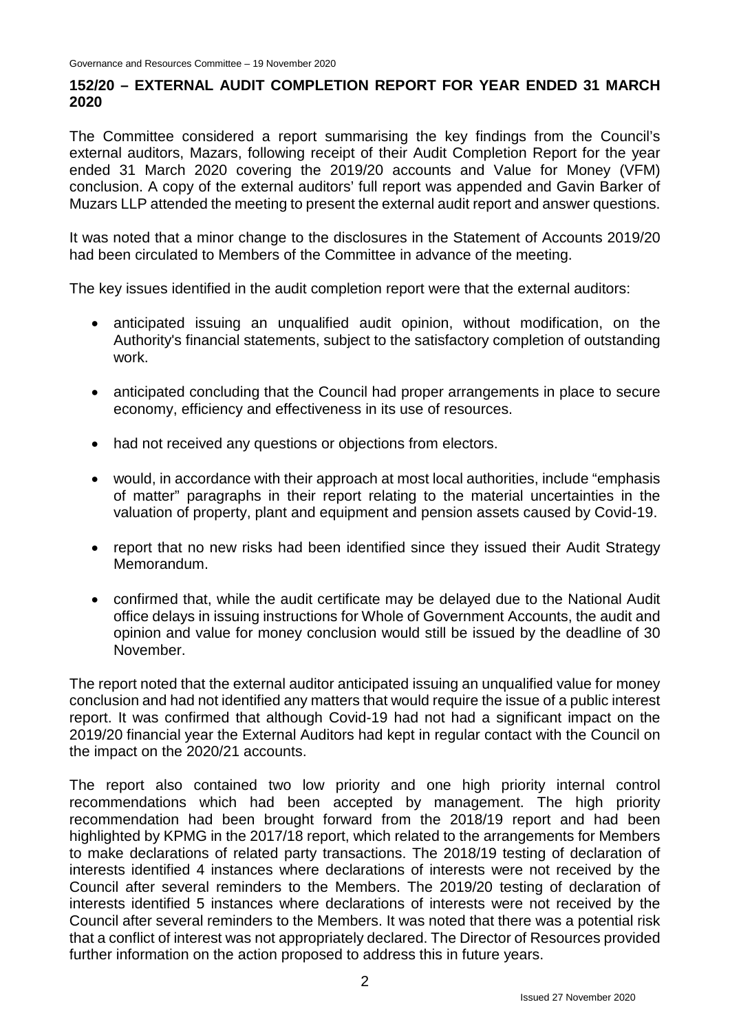## 152/20 – EXTERNAL AUDIT COMPLETION REPORT FOR YEAR ENDED 31 MARCH 2020

The Committee considered a report summarising the key findings from the Council's external auditors, Mazars, following receipt of their Audit Completion Report for the year ended 31 March 2020 covering the 2019/20 accounts and Value for Money (VFM) conclusion. A copy of the external auditors' full report was appended and Gavin Barker of Muzars LLP attended the meeting to present the external audit report and answer questions.

It was noted that a minor change to the disclosures in the Statement of Accounts 2019/20 had been circulated to Members of the Committee in advance of the meeting.

The key issues identified in the audit completion report were that the external auditors:

- anticipated issuing an unqualified audit opinion, without modification, on the Authority's financial statements, subject to the satisfactory completion of outstanding work.
- anticipated concluding that the Council had proper arrangements in place to secure economy, efficiency and effectiveness in its use of resources.
- had not received any questions or objections from electors.
- would, in accordance with their approach at most local authorities, include "emphasis of matter" paragraphs in their report relating to the material uncertainties in the valuation of property, plant and equipment and pension assets caused by Covid-19.
- report that no new risks had been identified since they issued their Audit Strategy Memorandum.
- confirmed that, while the audit certificate may be delayed due to the National Audit office delays in issuing instructions for Whole of Government Accounts, the audit and opinion and value for money conclusion would still be issued by the deadline of 30 November.

The report noted that the external auditor anticipated issuing an unqualified value for money conclusion and had not identified any matters that would require the issue of a public interest report. It was confirmed that although Covid-19 had not had a significant impact on the 2019/20 financial year the External Auditors had kept in regular contact with the Council on the impact on the 2020/21 accounts.

The report also contained two low priority and one high priority internal control recommendations which had been accepted by management. The high priority recommendation had been brought forward from the 2018/19 report and had been highlighted by KPMG in the 2017/18 report, which related to the arrangements for Members to make declarations of related party transactions. The 2018/19 testing of declaration of interests identified 4 instances where declarations of interests were not received by the Council after several reminders to the Members. The 2019/20 testing of declaration of interests identified 5 instances where declarations of interests were not received by the Council after several reminders to the Members. It was noted that there was a potential risk that a conflict of interest was not appropriately declared. The Director of Resources provided further information on the action proposed to address this in future years.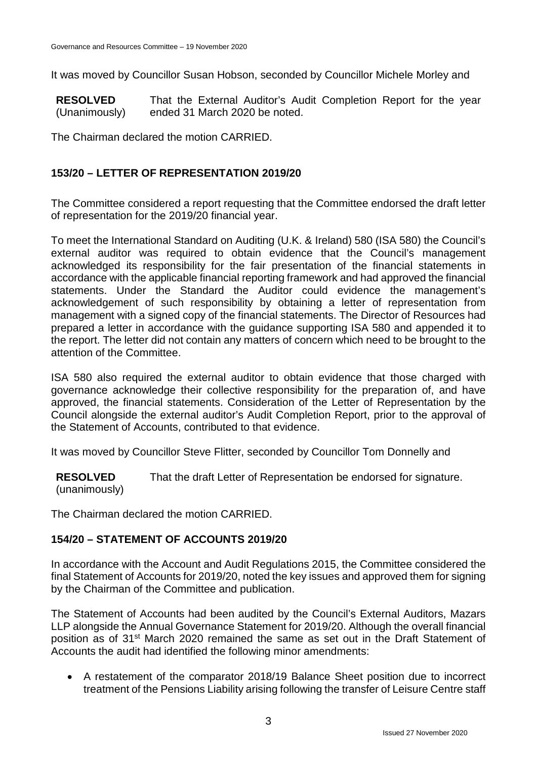It was moved by Councillor Susan Hobson, seconded by Councillor Michele Morley and

| | |
|---|---|
| **RESOLVED** (Unanimously) | That the External Auditor's Audit Completion Report for the year ended 31 March 2020 be noted. |

The Chairman declared the motion CARRIED.

## 153/20 – LETTER OF REPRESENTATION 2019/20

The Committee considered a report requesting that the Committee endorsed the draft letter of representation for the 2019/20 financial year.

To meet the International Standard on Auditing (U.K. & Ireland) 580 (ISA 580) the Council's external auditor was required to obtain evidence that the Council's management acknowledged its responsibility for the fair presentation of the financial statements in accordance with the applicable financial reporting framework and had approved the financial statements. Under the Standard the Auditor could evidence the management's acknowledgement of such responsibility by obtaining a letter of representation from management with a signed copy of the financial statements. The Director of Resources had prepared a letter in accordance with the guidance supporting ISA 580 and appended it to the report. The letter did not contain any matters of concern which need to be brought to the attention of the Committee.

ISA 580 also required the external auditor to obtain evidence that those charged with governance acknowledge their collective responsibility for the preparation of, and have approved, the financial statements. Consideration of the Letter of Representation by the Council alongside the external auditor's Audit Completion Report, prior to the approval of the Statement of Accounts, contributed to that evidence.

It was moved by Councillor Steve Flitter, seconded by Councillor Tom Donnelly and

| | |
|---|---|
| **RESOLVED** (unanimously) | That the draft Letter of Representation be endorsed for signature. |

The Chairman declared the motion CARRIED.

## 154/20 – STATEMENT OF ACCOUNTS 2019/20

In accordance with the Account and Audit Regulations 2015, the Committee considered the final Statement of Accounts for 2019/20, noted the key issues and approved them for signing by the Chairman of the Committee and publication.

The Statement of Accounts had been audited by the Council's External Auditors, Mazars LLP alongside the Annual Governance Statement for 2019/20. Although the overall financial position as of 31st March 2020 remained the same as set out in the Draft Statement of Accounts the audit had identified the following minor amendments:

- A restatement of the comparator 2018/19 Balance Sheet position due to incorrect treatment of the Pensions Liability arising following the transfer of Leisure Centre staff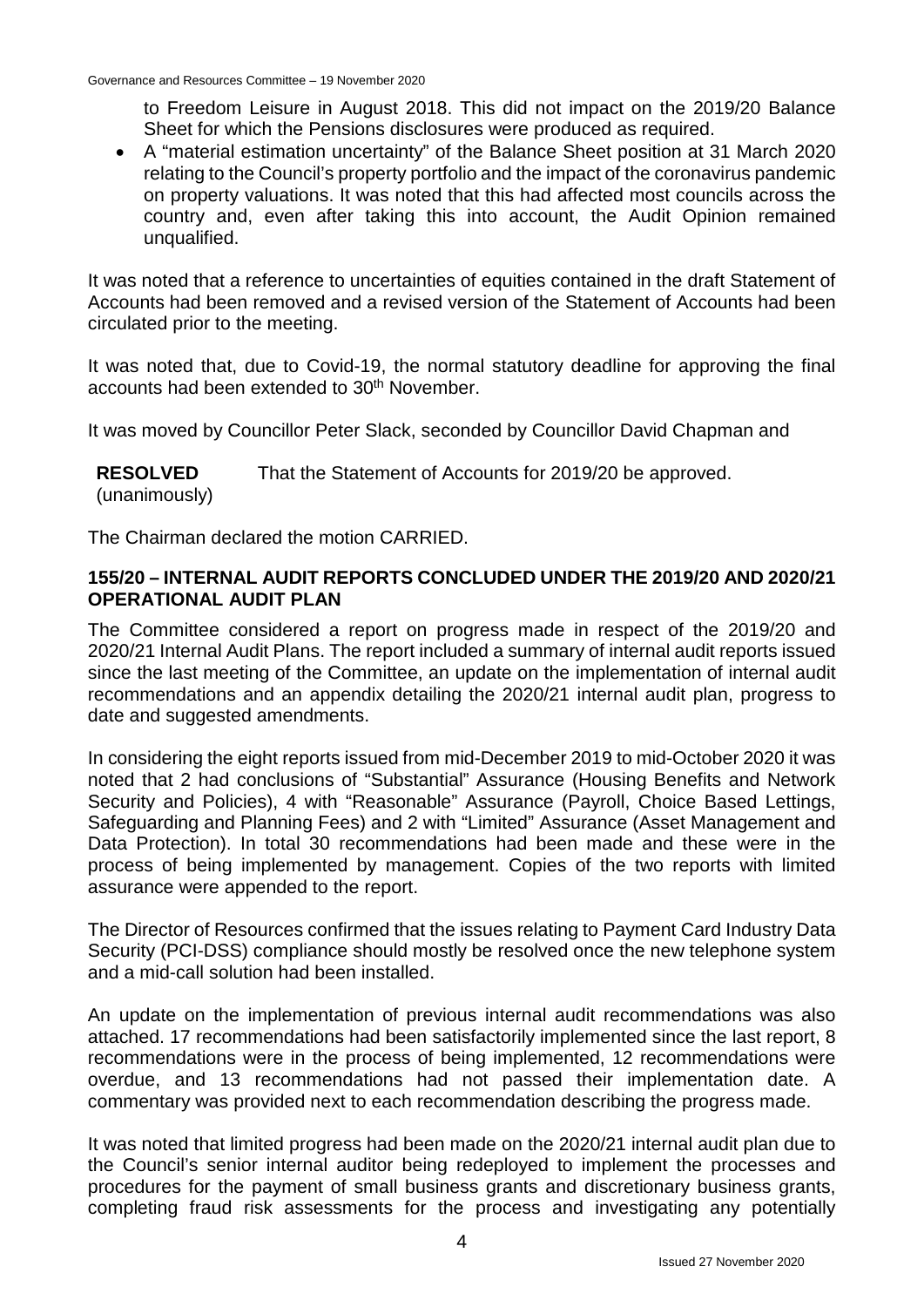to Freedom Leisure in August 2018. This did not impact on the 2019/20 Balance Sheet for which the Pensions disclosures were produced as required.

- A "material estimation uncertainty" of the Balance Sheet position at 31 March 2020 relating to the Council's property portfolio and the impact of the coronavirus pandemic on property valuations. It was noted that this had affected most councils across the country and, even after taking this into account, the Audit Opinion remained unqualified.

It was noted that a reference to uncertainties of equities contained in the draft Statement of Accounts had been removed and a revised version of the Statement of Accounts had been circulated prior to the meeting.

It was noted that, due to Covid-19, the normal statutory deadline for approving the final accounts had been extended to 30th November.

It was moved by Councillor Peter Slack, seconded by Councillor David Chapman and

**RESOLVED** (unanimously) That the Statement of Accounts for 2019/20 be approved.

The Chairman declared the motion CARRIED.

### 155/20 – INTERNAL AUDIT REPORTS CONCLUDED UNDER THE 2019/20 AND 2020/21 OPERATIONAL AUDIT PLAN

The Committee considered a report on progress made in respect of the 2019/20 and 2020/21 Internal Audit Plans. The report included a summary of internal audit reports issued since the last meeting of the Committee, an update on the implementation of internal audit recommendations and an appendix detailing the 2020/21 internal audit plan, progress to date and suggested amendments.

In considering the eight reports issued from mid-December 2019 to mid-October 2020 it was noted that 2 had conclusions of "Substantial" Assurance (Housing Benefits and Network Security and Policies), 4 with "Reasonable" Assurance (Payroll, Choice Based Lettings, Safeguarding and Planning Fees) and 2 with "Limited" Assurance (Asset Management and Data Protection). In total 30 recommendations had been made and these were in the process of being implemented by management. Copies of the two reports with limited assurance were appended to the report.

The Director of Resources confirmed that the issues relating to Payment Card Industry Data Security (PCI-DSS) compliance should mostly be resolved once the new telephone system and a mid-call solution had been installed.

An update on the implementation of previous internal audit recommendations was also attached. 17 recommendations had been satisfactorily implemented since the last report, 8 recommendations were in the process of being implemented, 12 recommendations were overdue, and 13 recommendations had not passed their implementation date. A commentary was provided next to each recommendation describing the progress made.

It was noted that limited progress had been made on the 2020/21 internal audit plan due to the Council's senior internal auditor being redeployed to implement the processes and procedures for the payment of small business grants and discretionary business grants, completing fraud risk assessments for the process and investigating any potentially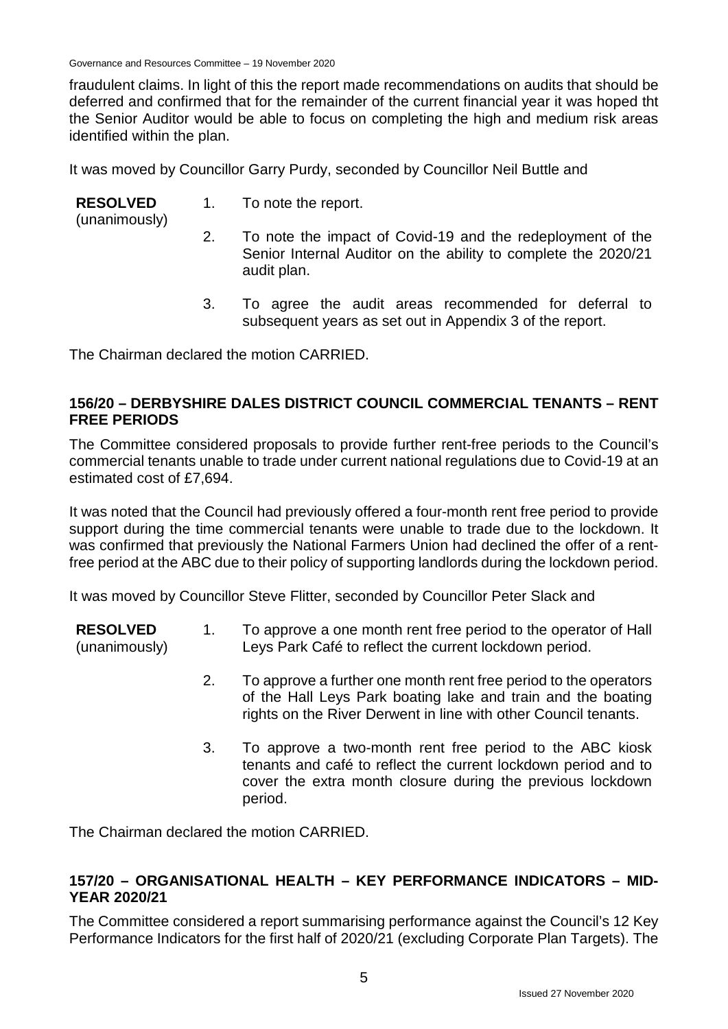fraudulent claims. In light of this the report made recommendations on audits that should be deferred and confirmed that for the remainder of the current financial year it was hoped tht the Senior Auditor would be able to focus on completing the high and medium risk areas identified within the plan.

It was moved by Councillor Garry Purdy, seconded by Councillor Neil Buttle and

**RESOLVED** (unanimously)

1. To note the report.
2. To note the impact of Covid-19 and the redeployment of the Senior Internal Auditor on the ability to complete the 2020/21 audit plan.
3. To agree the audit areas recommended for deferral to subsequent years as set out in Appendix 3 of the report.

The Chairman declared the motion CARRIED.

## 156/20 – DERBYSHIRE DALES DISTRICT COUNCIL COMMERCIAL TENANTS – RENT FREE PERIODS

The Committee considered proposals to provide further rent-free periods to the Council's commercial tenants unable to trade under current national regulations due to Covid-19 at an estimated cost of £7,694.

It was noted that the Council had previously offered a four-month rent free period to provide support during the time commercial tenants were unable to trade due to the lockdown. It was confirmed that previously the National Farmers Union had declined the offer of a rent-free period at the ABC due to their policy of supporting landlords during the lockdown period.

It was moved by Councillor Steve Flitter, seconded by Councillor Peter Slack and

**RESOLVED** (unanimously)

1. To approve a one month rent free period to the operator of Hall Leys Park Café to reflect the current lockdown period.
2. To approve a further one month rent free period to the operators of the Hall Leys Park boating lake and train and the boating rights on the River Derwent in line with other Council tenants.
3. To approve a two-month rent free period to the ABC kiosk tenants and café to reflect the current lockdown period and to cover the extra month closure during the previous lockdown period.

The Chairman declared the motion CARRIED.

## 157/20 – ORGANISATIONAL HEALTH – KEY PERFORMANCE INDICATORS – MID-YEAR 2020/21

The Committee considered a report summarising performance against the Council's 12 Key Performance Indicators for the first half of 2020/21 (excluding Corporate Plan Targets). The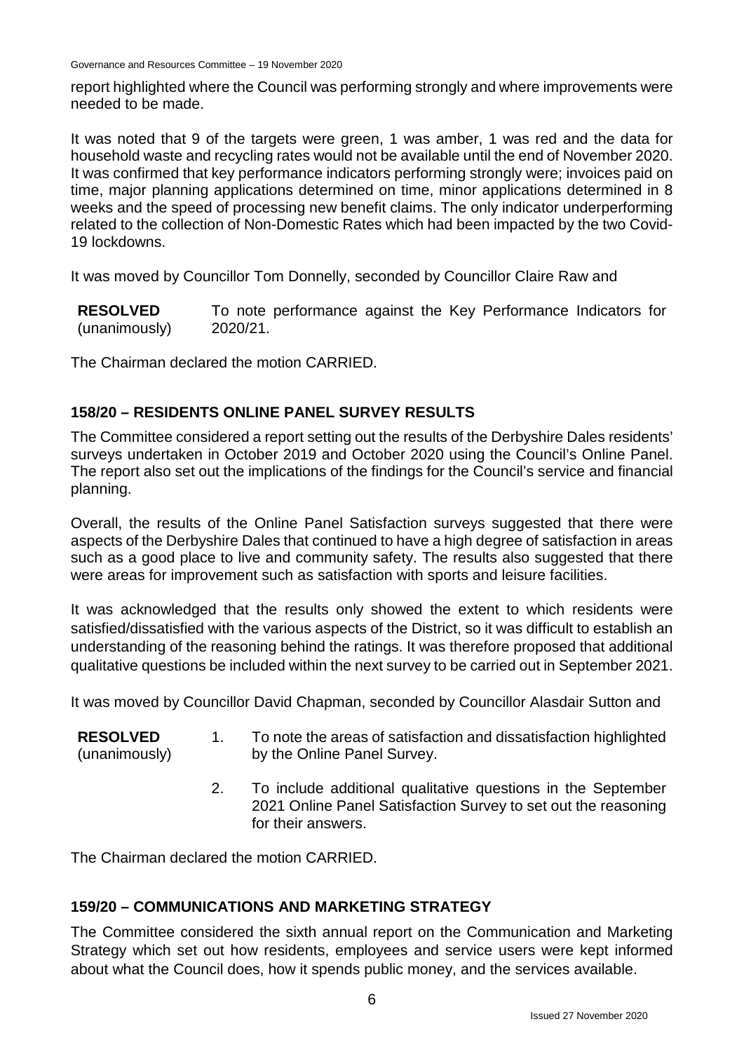report highlighted where the Council was performing strongly and where improvements were needed to be made.

It was noted that 9 of the targets were green, 1 was amber, 1 was red and the data for household waste and recycling rates would not be available until the end of November 2020. It was confirmed that key performance indicators performing strongly were; invoices paid on time, major planning applications determined on time, minor applications determined in 8 weeks and the speed of processing new benefit claims. The only indicator underperforming related to the collection of Non-Domestic Rates which had been impacted by the two Covid-19 lockdowns.

It was moved by Councillor Tom Donnelly, seconded by Councillor Claire Raw and

**RESOLVED** (unanimously)

To note performance against the Key Performance Indicators for 2020/21.

The Chairman declared the motion CARRIED.

## 158/20 – RESIDENTS ONLINE PANEL SURVEY RESULTS

The Committee considered a report setting out the results of the Derbyshire Dales residents' surveys undertaken in October 2019 and October 2020 using the Council's Online Panel. The report also set out the implications of the findings for the Council's service and financial planning.

Overall, the results of the Online Panel Satisfaction surveys suggested that there were aspects of the Derbyshire Dales that continued to have a high degree of satisfaction in areas such as a good place to live and community safety. The results also suggested that there were areas for improvement such as satisfaction with sports and leisure facilities.

It was acknowledged that the results only showed the extent to which residents were satisfied/dissatisfied with the various aspects of the District, so it was difficult to establish an understanding of the reasoning behind the ratings. It was therefore proposed that additional qualitative questions be included within the next survey to be carried out in September 2021.

It was moved by Councillor David Chapman, seconded by Councillor Alasdair Sutton and

**RESOLVED** (unanimously)

1. To note the areas of satisfaction and dissatisfaction highlighted by the Online Panel Survey.
2. To include additional qualitative questions in the September 2021 Online Panel Satisfaction Survey to set out the reasoning for their answers.

The Chairman declared the motion CARRIED.

## 159/20 – COMMUNICATIONS AND MARKETING STRATEGY

The Committee considered the sixth annual report on the Communication and Marketing Strategy which set out how residents, employees and service users were kept informed about what the Council does, how it spends public money, and the services available.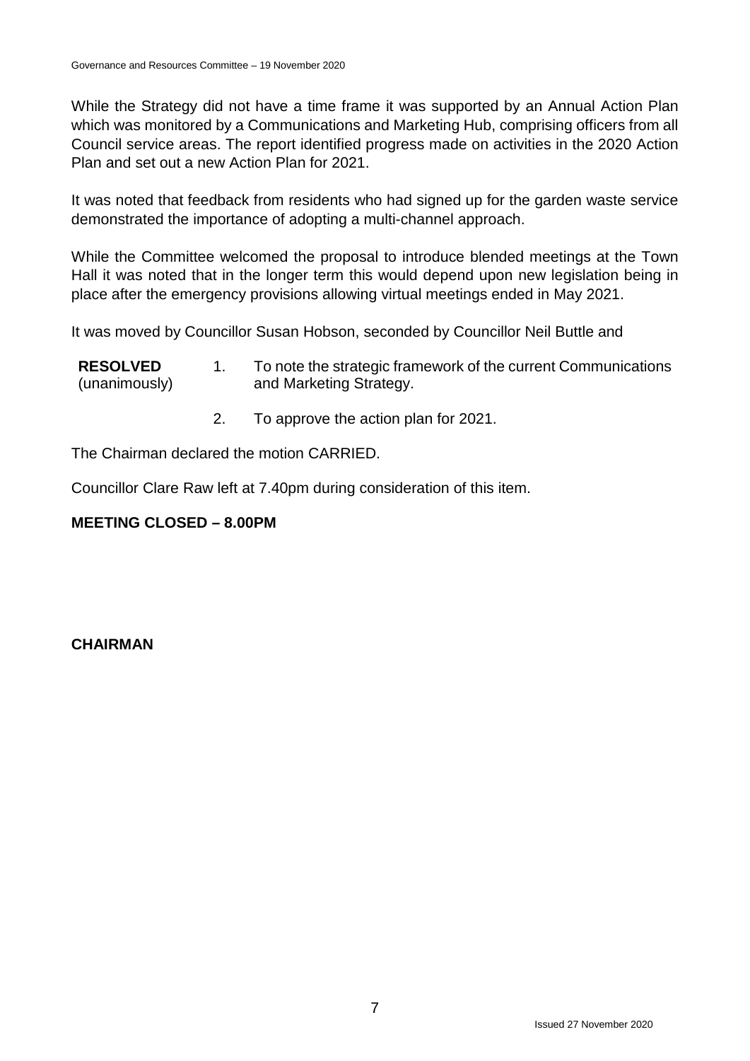While the Strategy did not have a time frame it was supported by an Annual Action Plan which was monitored by a Communications and Marketing Hub, comprising officers from all Council service areas. The report identified progress made on activities in the 2020 Action Plan and set out a new Action Plan for 2021.

It was noted that feedback from residents who had signed up for the garden waste service demonstrated the importance of adopting a multi-channel approach.

While the Committee welcomed the proposal to introduce blended meetings at the Town Hall it was noted that in the longer term this would depend upon new legislation being in place after the emergency provisions allowing virtual meetings ended in May 2021.

It was moved by Councillor Susan Hobson, seconded by Councillor Neil Buttle and

**RESOLVED** (unanimously)

1. To note the strategic framework of the current Communications and Marketing Strategy.
2. To approve the action plan for 2021.

The Chairman declared the motion CARRIED.

Councillor Clare Raw left at 7.40pm during consideration of this item.

**MEETING CLOSED – 8.00PM**

**CHAIRMAN**